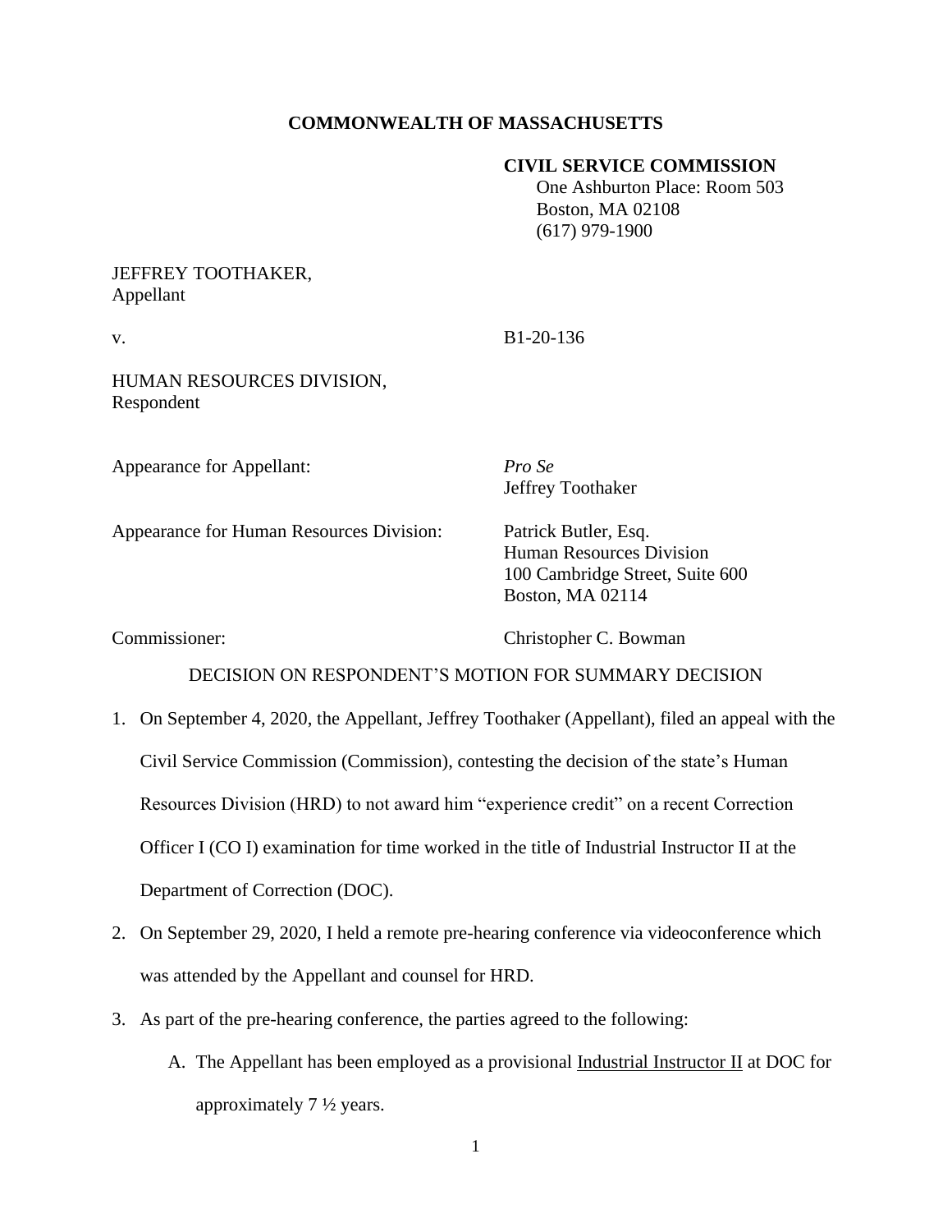**COMMONWEALTH OF MASSACHUSETTS**

**CIVIL SERVICE COMMISSION**
One Ashburton Place: Room 503
Boston, MA 02108
(617) 979-1900

JEFFREY TOOTHAKER,
Appellant

v. B1-20-136

HUMAN RESOURCES DIVISION,
Respondent

Appearance for Appellant: *Pro Se*
Jeffrey Toothaker

Appearance for Human Resources Division: Patrick Butler, Esq.
Human Resources Division
100 Cambridge Street, Suite 600
Boston, MA 02114

Commissioner: Christopher C. Bowman

DECISION ON RESPONDENT'S MOTION FOR SUMMARY DECISION

1. On September 4, 2020, the Appellant, Jeffrey Toothaker (Appellant), filed an appeal with the Civil Service Commission (Commission), contesting the decision of the state's Human Resources Division (HRD) to not award him "experience credit" on a recent Correction Officer I (CO I) examination for time worked in the title of Industrial Instructor II at the Department of Correction (DOC).

2. On September 29, 2020, I held a remote pre-hearing conference via videoconference which was attended by the Appellant and counsel for HRD.

3. As part of the pre-hearing conference, the parties agreed to the following:

   A. The Appellant has been employed as a provisional <u>Industrial Instructor II</u> at DOC for approximately 7 ½ years.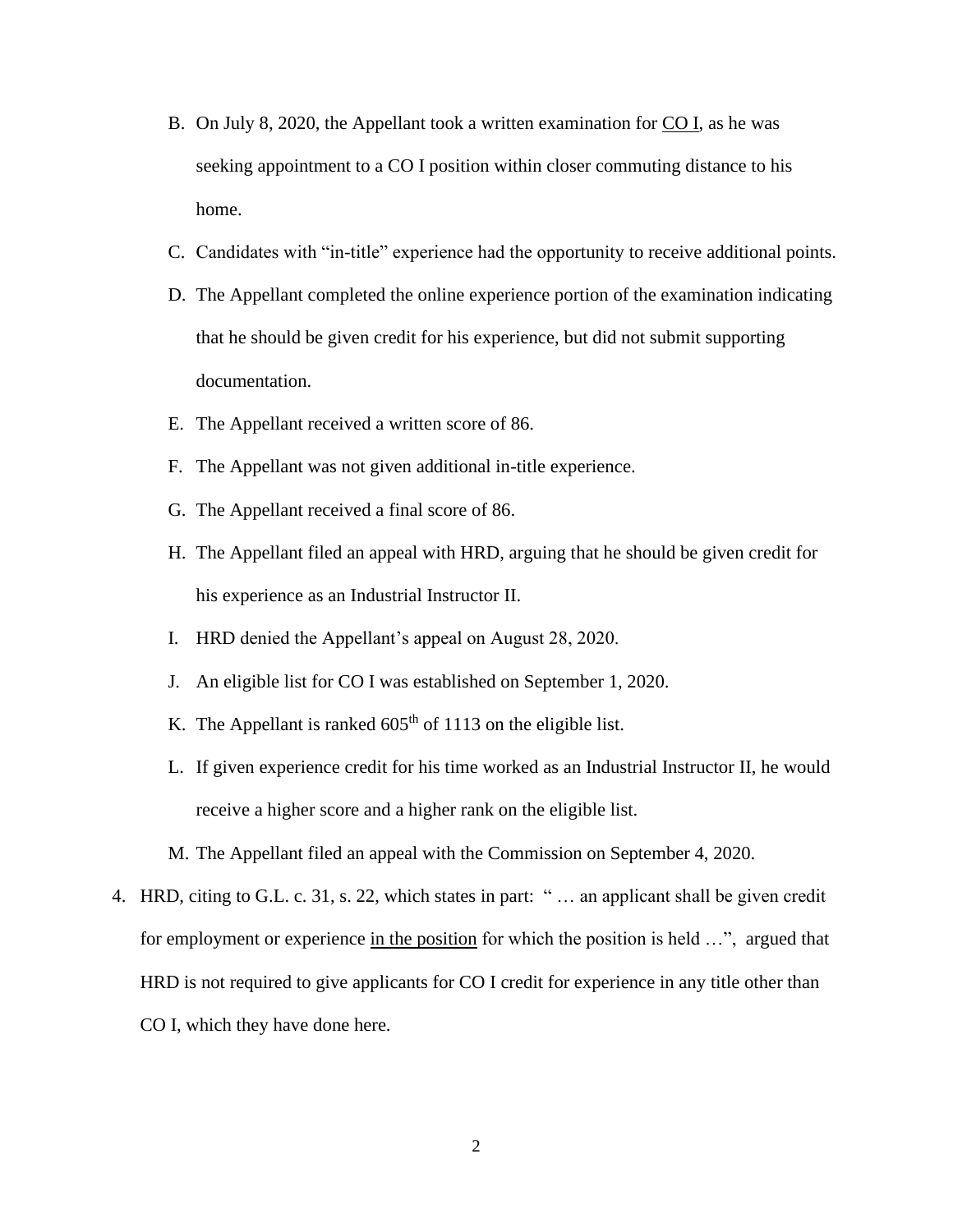B. On July 8, 2020, the Appellant took a written examination for <u>CO I</u>, as he was seeking appointment to a CO I position within closer commuting distance to his home.

C. Candidates with "in-title" experience had the opportunity to receive additional points.

D. The Appellant completed the online experience portion of the examination indicating that he should be given credit for his experience, but did not submit supporting documentation.

E. The Appellant received a written score of 86.

F. The Appellant was not given additional in-title experience.

G. The Appellant received a final score of 86.

H. The Appellant filed an appeal with HRD, arguing that he should be given credit for his experience as an Industrial Instructor II.

I. HRD denied the Appellant's appeal on August 28, 2020.

J. An eligible list for CO I was established on September 1, 2020.

K. The Appellant is ranked 605th of 1113 on the eligible list.

L. If given experience credit for his time worked as an Industrial Instructor II, he would receive a higher score and a higher rank on the eligible list.

M. The Appellant filed an appeal with the Commission on September 4, 2020.

4. HRD, citing to G.L. c. 31, s. 22, which states in part: " … an applicant shall be given credit for employment or experience <u>in the position</u> for which the position is held …", argued that HRD is not required to give applicants for CO I credit for experience in any title other than CO I, which they have done here.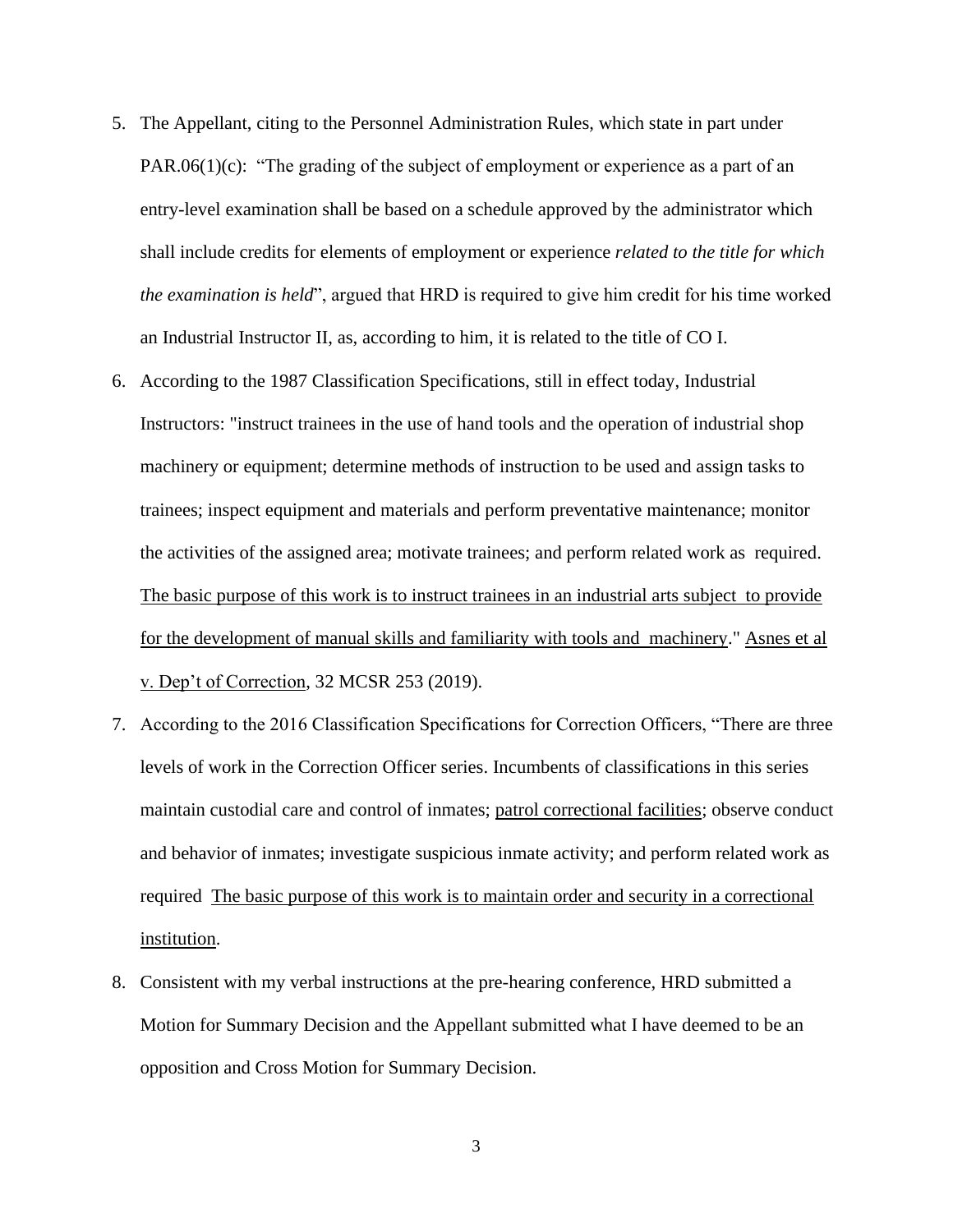5. The Appellant, citing to the Personnel Administration Rules, which state in part under PAR.06(1)(c): "The grading of the subject of employment or experience as a part of an entry-level examination shall be based on a schedule approved by the administrator which shall include credits for elements of employment or experience *related to the title for which the examination is held*", argued that HRD is required to give him credit for his time worked an Industrial Instructor II, as, according to him, it is related to the title of CO I.

6. According to the 1987 Classification Specifications, still in effect today, Industrial Instructors: "instruct trainees in the use of hand tools and the operation of industrial shop machinery or equipment; determine methods of instruction to be used and assign tasks to trainees; inspect equipment and materials and perform preventative maintenance; monitor the activities of the assigned area; motivate trainees; and perform related work as required. <u>The basic purpose of this work is to instruct trainees in an industrial arts subject to provide for the development of manual skills and familiarity with tools and machinery</u>." <u>Asnes et al v. Dep't of Correction</u>, 32 MCSR 253 (2019).

7. According to the 2016 Classification Specifications for Correction Officers, "There are three levels of work in the Correction Officer series. Incumbents of classifications in this series maintain custodial care and control of inmates; <u>patrol correctional facilities</u>; observe conduct and behavior of inmates; investigate suspicious inmate activity; and perform related work as required <u>The basic purpose of this work is to maintain order and security in a correctional institution</u>.

8. Consistent with my verbal instructions at the pre-hearing conference, HRD submitted a Motion for Summary Decision and the Appellant submitted what I have deemed to be an opposition and Cross Motion for Summary Decision.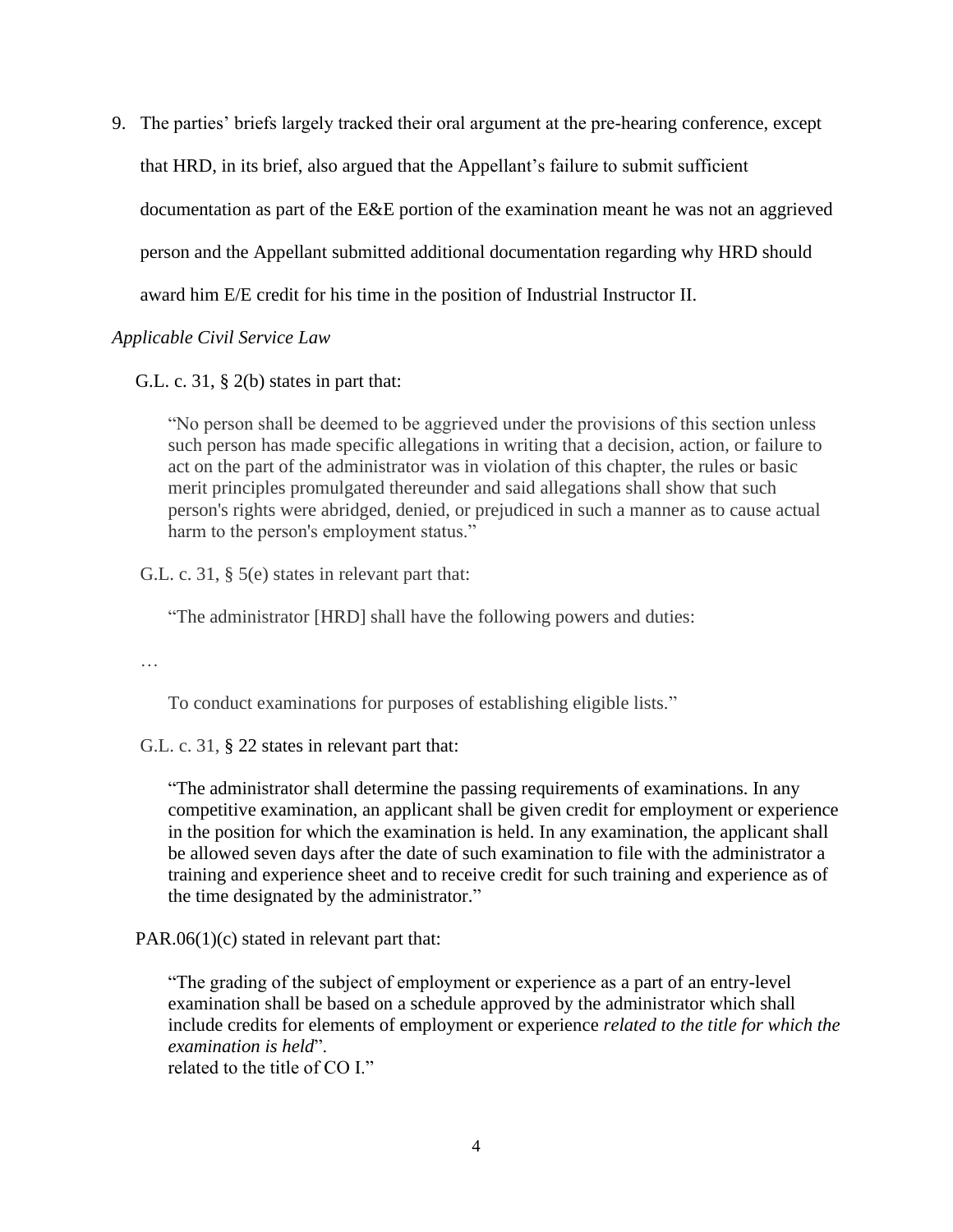9. The parties' briefs largely tracked their oral argument at the pre-hearing conference, except that HRD, in its brief, also argued that the Appellant's failure to submit sufficient documentation as part of the E&E portion of the examination meant he was not an aggrieved person and the Appellant submitted additional documentation regarding why HRD should award him E/E credit for his time in the position of Industrial Instructor II.

*Applicable Civil Service Law*

G.L. c. 31, § 2(b) states in part that:

> "No person shall be deemed to be aggrieved under the provisions of this section unless such person has made specific allegations in writing that a decision, action, or failure to act on the part of the administrator was in violation of this chapter, the rules or basic merit principles promulgated thereunder and said allegations shall show that such person's rights were abridged, denied, or prejudiced in such a manner as to cause actual harm to the person's employment status."

G.L. c. 31, § 5(e) states in relevant part that:

> "The administrator [HRD] shall have the following powers and duties:
>
> …
>
> To conduct examinations for purposes of establishing eligible lists."

G.L. c. 31, § 22 states in relevant part that:

> "The administrator shall determine the passing requirements of examinations. In any competitive examination, an applicant shall be given credit for employment or experience in the position for which the examination is held. In any examination, the applicant shall be allowed seven days after the date of such examination to file with the administrator a training and experience sheet and to receive credit for such training and experience as of the time designated by the administrator."

PAR.06(1)(c) stated in relevant part that:

> "The grading of the subject of employment or experience as a part of an entry-level examination shall be based on a schedule approved by the administrator which shall include credits for elements of employment or experience *related to the title for which the examination is held*".
> related to the title of CO I."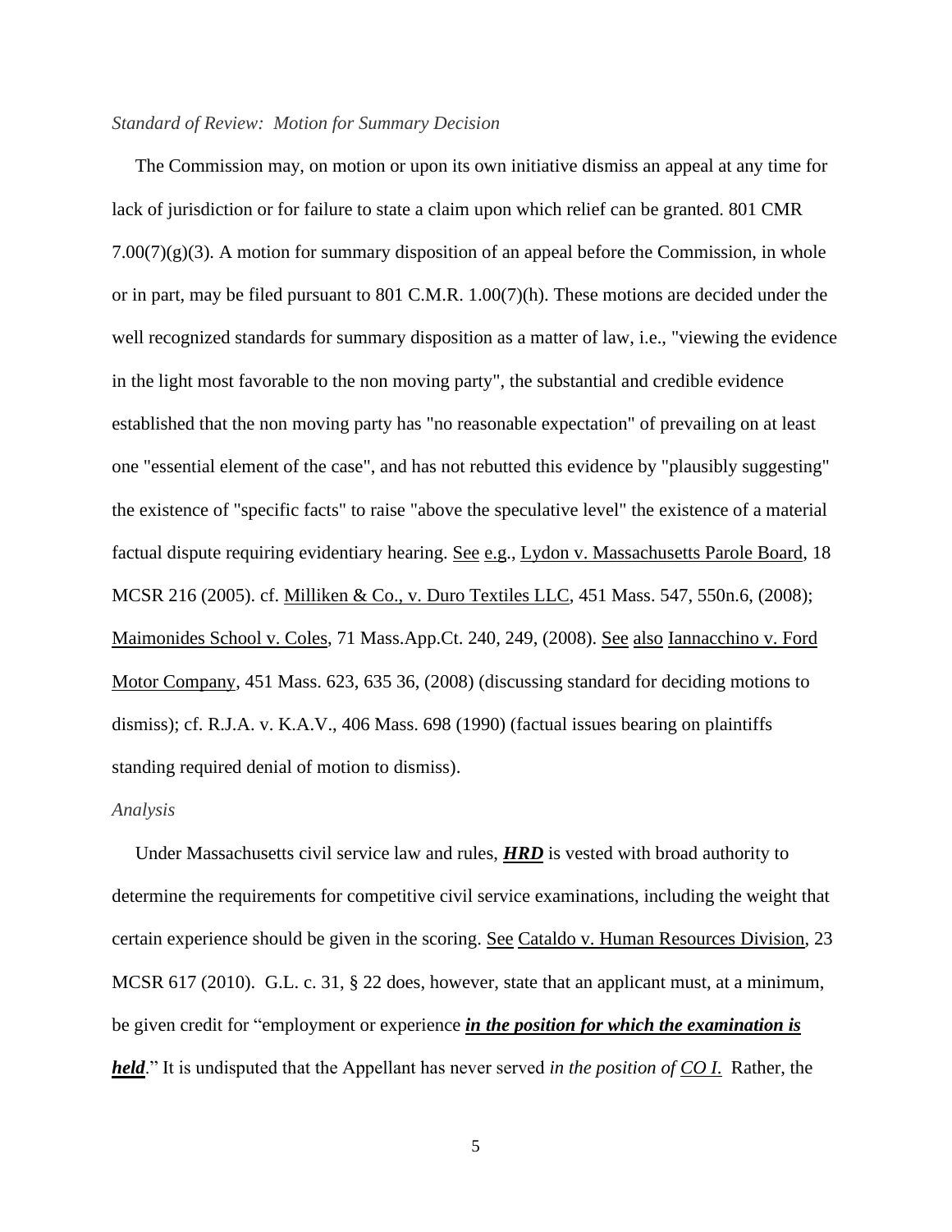*Standard of Review: Motion for Summary Decision*

The Commission may, on motion or upon its own initiative dismiss an appeal at any time for lack of jurisdiction or for failure to state a claim upon which relief can be granted. 801 CMR 7.00(7)(g)(3). A motion for summary disposition of an appeal before the Commission, in whole or in part, may be filed pursuant to 801 C.M.R. 1.00(7)(h). These motions are decided under the well recognized standards for summary disposition as a matter of law, i.e., "viewing the evidence in the light most favorable to the non moving party", the substantial and credible evidence established that the non moving party has "no reasonable expectation" of prevailing on at least one "essential element of the case", and has not rebutted this evidence by "plausibly suggesting" the existence of "specific facts" to raise "above the speculative level" the existence of a material factual dispute requiring evidentiary hearing. <u>See</u> <u>e.g.</u>, <u>Lydon v. Massachusetts Parole Board</u>, 18 MCSR 216 (2005). cf. <u>Milliken & Co., v. Duro Textiles LLC</u>, 451 Mass. 547, 550n.6, (2008); <u>Maimonides School v. Coles</u>, 71 Mass.App.Ct. 240, 249, (2008). <u>See</u> <u>also</u> <u>Iannacchino v. Ford Motor Company</u>, 451 Mass. 623, 635 36, (2008) (discussing standard for deciding motions to dismiss); cf. R.J.A. v. K.A.V., 406 Mass. 698 (1990) (factual issues bearing on plaintiffs standing required denial of motion to dismiss).

*Analysis*

Under Massachusetts civil service law and rules, ***<u>HRD</u>*** is vested with broad authority to determine the requirements for competitive civil service examinations, including the weight that certain experience should be given in the scoring. <u>See</u> <u>Cataldo v. Human Resources Division</u>, 23 MCSR 617 (2010). G.L. c. 31, § 22 does, however, state that an applicant must, at a minimum, be given credit for "employment or experience ***<u>in the position for which the examination is held</u>***." It is undisputed that the Appellant has never served *in the position of <u>CO I</u>.* Rather, the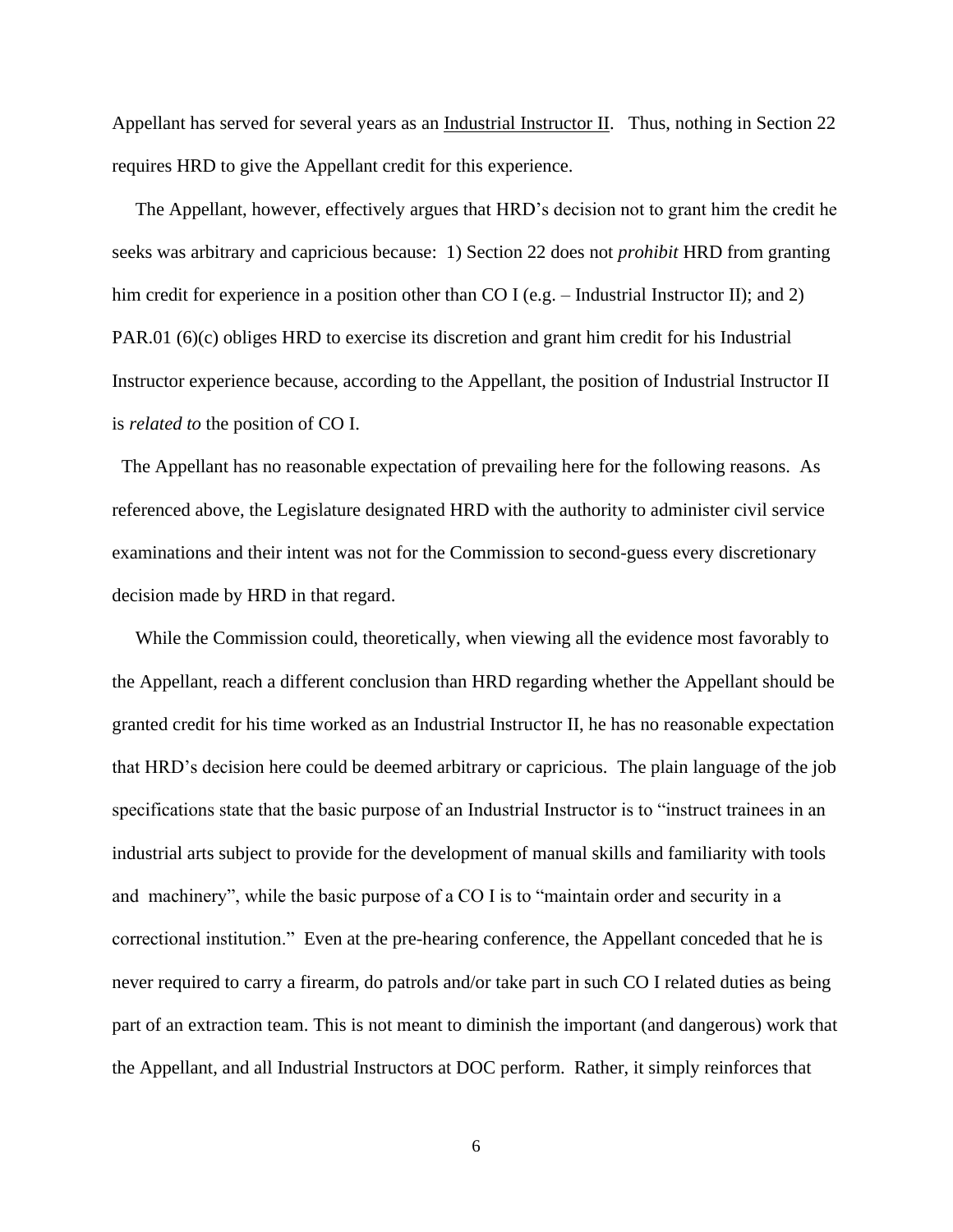Appellant has served for several years as an Industrial Instructor II. Thus, nothing in Section 22 requires HRD to give the Appellant credit for this experience.

The Appellant, however, effectively argues that HRD's decision not to grant him the credit he seeks was arbitrary and capricious because: 1) Section 22 does not *prohibit* HRD from granting him credit for experience in a position other than CO I (e.g. – Industrial Instructor II); and 2) PAR.01 (6)(c) obliges HRD to exercise its discretion and grant him credit for his Industrial Instructor experience because, according to the Appellant, the position of Industrial Instructor II is *related to* the position of CO I.

The Appellant has no reasonable expectation of prevailing here for the following reasons. As referenced above, the Legislature designated HRD with the authority to administer civil service examinations and their intent was not for the Commission to second-guess every discretionary decision made by HRD in that regard.

While the Commission could, theoretically, when viewing all the evidence most favorably to the Appellant, reach a different conclusion than HRD regarding whether the Appellant should be granted credit for his time worked as an Industrial Instructor II, he has no reasonable expectation that HRD's decision here could be deemed arbitrary or capricious. The plain language of the job specifications state that the basic purpose of an Industrial Instructor is to "instruct trainees in an industrial arts subject to provide for the development of manual skills and familiarity with tools and machinery", while the basic purpose of a CO I is to "maintain order and security in a correctional institution." Even at the pre-hearing conference, the Appellant conceded that he is never required to carry a firearm, do patrols and/or take part in such CO I related duties as being part of an extraction team. This is not meant to diminish the important (and dangerous) work that the Appellant, and all Industrial Instructors at DOC perform. Rather, it simply reinforces that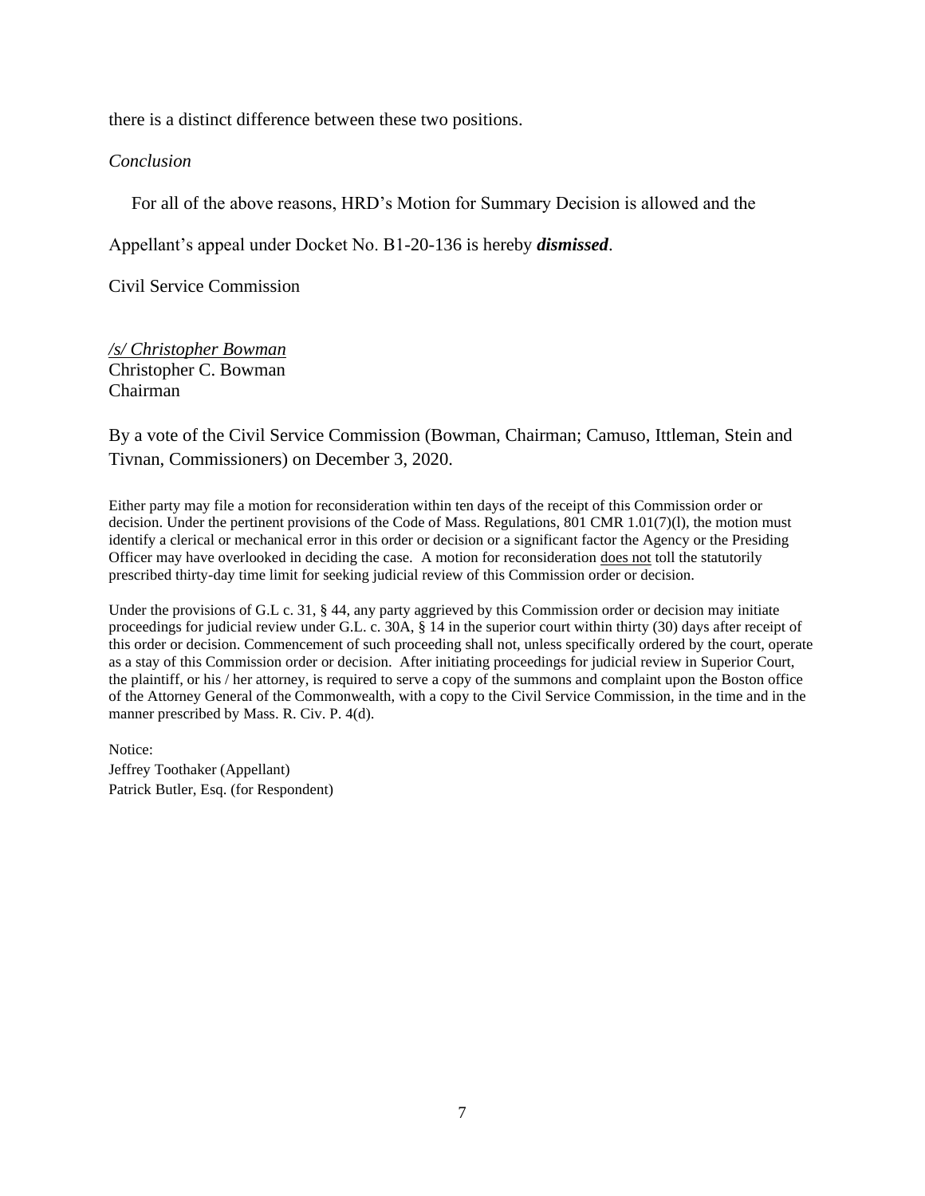there is a distinct difference between these two positions.

*Conclusion*

For all of the above reasons, HRD's Motion for Summary Decision is allowed and the Appellant's appeal under Docket No. B1-20-136 is hereby ***dismissed***.

Civil Service Commission

*/s/ Christopher Bowman*
Christopher C. Bowman
Chairman

By a vote of the Civil Service Commission (Bowman, Chairman; Camuso, Ittleman, Stein and Tivnan, Commissioners) on December 3, 2020.

Either party may file a motion for reconsideration within ten days of the receipt of this Commission order or decision. Under the pertinent provisions of the Code of Mass. Regulations, 801 CMR 1.01(7)(l), the motion must identify a clerical or mechanical error in this order or decision or a significant factor the Agency or the Presiding Officer may have overlooked in deciding the case. A motion for reconsideration does not toll the statutorily prescribed thirty-day time limit for seeking judicial review of this Commission order or decision.

Under the provisions of G.L c. 31, § 44, any party aggrieved by this Commission order or decision may initiate proceedings for judicial review under G.L. c. 30A, § 14 in the superior court within thirty (30) days after receipt of this order or decision. Commencement of such proceeding shall not, unless specifically ordered by the court, operate as a stay of this Commission order or decision. After initiating proceedings for judicial review in Superior Court, the plaintiff, or his / her attorney, is required to serve a copy of the summons and complaint upon the Boston office of the Attorney General of the Commonwealth, with a copy to the Civil Service Commission, in the time and in the manner prescribed by Mass. R. Civ. P. 4(d).

Notice:
Jeffrey Toothaker (Appellant)
Patrick Butler, Esq. (for Respondent)